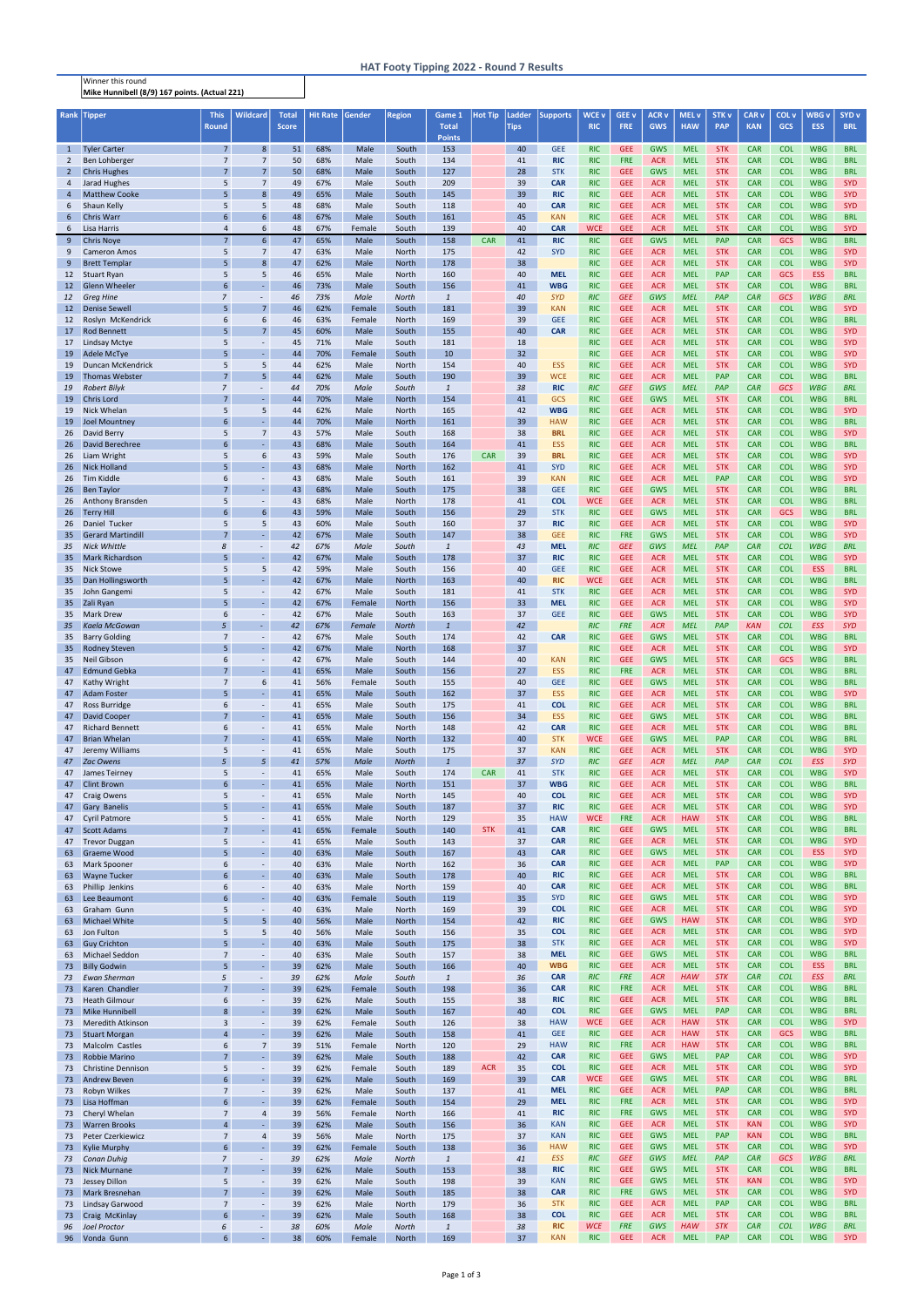# HAT Footy Tipping 2022 - Round 7 Results

Winner this round
**Mike Hunnibell (8/9) 167 points. (Actual 221)**

| Rank | Tipper | This Round | Wildcard | Total Score | Hit Rate | Gender | Region | Game 1 Total Points | Hot Tip | Ladder Tips | Supports | WCE v RIC | GEE v FRE | ACR v GWS | MEL v HAW | STK v PAP | CAR v KAN | COL v GCS | WBG v ESS | SYD v BRL |
|---|---|---|---|---|---|---|---|---|---|---|---|---|---|---|---|---|---|---|---|---|
| 1 | Tyler Carter | 7 | 8 | 51 | 68% | Male | South | 153 | | 40 | GEE | RIC | GEE | GWS | MEL | STK | CAR | COL | WBG | BRL |
| 2 | Ben Lohberger | 7 | 7 | 50 | 68% | Male | South | 134 | | 41 | RIC | RIC | FRE | ACR | MEL | STK | CAR | COL | WBG | BRL |
| 2 | Chris Hughes | 7 | 7 | 50 | 68% | Male | South | 127 | | 28 | STK | RIC | GEE | GWS | MEL | STK | CAR | COL | WBG | BRL |
| 4 | Jarad Hughes | 5 | 7 | 49 | 67% | Male | South | 209 | | 39 | CAR | RIC | GEE | ACR | MEL | STK | CAR | COL | WBG | SYD |
| 4 | Matthew Cooke | 5 | 8 | 49 | 65% | Male | South | 145 | | 39 | RIC | RIC | GEE | ACR | MEL | STK | CAR | COL | WBG | SYD |
| 6 | Shaun Kelly | 5 | 5 | 48 | 68% | Male | South | 118 | | 40 | CAR | RIC | GEE | ACR | MEL | STK | CAR | COL | WBG | SYD |
| 6 | Chris Warr | 6 | 6 | 48 | 67% | Male | South | 161 | | 45 | KAN | RIC | GEE | ACR | MEL | STK | CAR | COL | WBG | BRL |
| 6 | Lisa Harris | 4 | 6 | 48 | 67% | Female | South | 139 | | 40 | CAR | WCE | GEE | ACR | MEL | STK | CAR | COL | WBG | SYD |
| 9 | Chris Noye | 7 | 6 | 47 | 65% | Male | South | 158 | CAR | 41 | RIC | RIC | GEE | GWS | MEL | PAP | CAR | GCS | WBG | BRL |
| 9 | Cameron Amos | 5 | 7 | 47 | 63% | Male | North | 175 | | 42 | SYD | RIC | GEE | ACR | MEL | STK | CAR | COL | WBG | SYD |
| 9 | Brett Templar | 5 | 8 | 47 | 62% | Male | North | 178 | | 38 | | RIC | GEE | ACR | MEL | STK | CAR | COL | WBG | SYD |
| 12 | Stuart Ryan | 5 | 5 | 46 | 65% | Male | North | 160 | | 40 | MEL | RIC | GEE | ACR | MEL | PAP | CAR | GCS | ESS | BRL |
| 12 | Glenn Wheeler | 6 | - | 46 | 73% | Male | South | 156 | | 41 | WBG | RIC | GEE | ACR | MEL | STK | CAR | COL | WBG | BRL |
| *12* | *Greg Hine* | *7* | *-* | *46* | *73%* | *Male* | *North* | *1* | | *40* | *SYD* | *RIC* | *GEE* | *GWS* | *MEL* | *PAP* | *CAR* | *GCS* | *WBG* | *BRL* |
| 12 | Denise Sewell | 5 | 7 | 46 | 62% | Female | South | 181 | | 39 | KAN | RIC | GEE | ACR | MEL | STK | CAR | COL | WBG | SYD |
| 12 | Roslyn McKendrick | 6 | 6 | 46 | 63% | Female | North | 169 | | 39 | GEE | RIC | GEE | ACR | MEL | STK | CAR | COL | WBG | BRL |
| 17 | Rod Bennett | 5 | 7 | 45 | 60% | Male | South | 155 | | 40 | CAR | RIC | GEE | ACR | MEL | STK | CAR | COL | WBG | SYD |
| 17 | Lindsay Mctye | 5 | - | 45 | 71% | Male | South | 181 | | 18 | | RIC | GEE | ACR | MEL | STK | CAR | COL | WBG | SYD |
| 19 | Adele McTye | 5 | - | 44 | 70% | Female | South | 10 | | 32 | | RIC | GEE | ACR | MEL | STK | CAR | COL | WBG | SYD |
| 19 | Duncan McKendrick | 5 | 5 | 44 | 62% | Male | North | 154 | | 40 | ESS | RIC | GEE | ACR | MEL | STK | CAR | COL | WBG | SYD |
| 19 | Thomas Webster | 7 | 5 | 44 | 62% | Male | South | 190 | | 39 | WCE | RIC | GEE | ACR | MEL | PAP | CAR | COL | WBG | BRL |
| *19* | *Robert Bilyk* | *7* | *-* | *44* | *70%* | *Male* | *South* | *1* | | *38* | *RIC* | *RIC* | *GEE* | *GWS* | *MEL* | *PAP* | *CAR* | *GCS* | *WBG* | *BRL* |
| 19 | Chris Lord | 7 | - | 44 | 70% | Male | North | 154 | | 41 | GCS | RIC | GEE | GWS | MEL | STK | CAR | COL | WBG | BRL |
| 19 | Nick Whelan | 5 | 5 | 44 | 62% | Male | North | 165 | | 42 | WBG | RIC | GEE | ACR | MEL | STK | CAR | COL | WBG | SYD |
| 19 | Joel Mountney | 6 | - | 44 | 70% | Male | North | 161 | | 39 | HAW | RIC | GEE | ACR | MEL | STK | CAR | COL | WBG | BRL |
| 26 | David Berry | 5 | 7 | 43 | 57% | Male | South | 168 | | 38 | BRL | RIC | GEE | ACR | MEL | STK | CAR | COL | WBG | SYD |
| 26 | David Berechree | 6 | - | 43 | 68% | Male | South | 164 | | 41 | ESS | RIC | GEE | ACR | MEL | STK | CAR | COL | WBG | BRL |
| 26 | Liam Wright | 5 | 6 | 43 | 59% | Male | South | 176 | CAR | 39 | BRL | RIC | GEE | ACR | MEL | STK | CAR | COL | WBG | SYD |
| 26 | Nick Holland | 5 | - | 43 | 68% | Male | North | 162 | | 41 | SYD | RIC | GEE | ACR | MEL | STK | CAR | COL | WBG | SYD |
| 26 | Tim Kiddle | 6 | - | 43 | 68% | Male | South | 161 | | 39 | KAN | RIC | GEE | ACR | MEL | PAP | CAR | COL | WBG | SYD |
| 26 | Ben Taylor | 7 | - | 43 | 68% | Male | South | 175 | | 38 | GEE | RIC | GEE | GWS | MEL | STK | CAR | COL | WBG | BRL |
| 26 | Anthony Bransden | 5 | - | 43 | 68% | Male | North | 178 | | 41 | COL | WCE | GEE | ACR | MEL | STK | CAR | COL | WBG | BRL |
| 26 | Terry Hill | 6 | 6 | 43 | 59% | Male | South | 156 | | 29 | STK | RIC | GEE | GWS | MEL | STK | CAR | GCS | WBG | BRL |
| 26 | Daniel Tucker | 5 | 5 | 43 | 60% | Male | South | 160 | | 37 | RIC | RIC | GEE | ACR | MEL | STK | CAR | COL | WBG | SYD |
| 35 | Gerard Martindill | 7 | - | 42 | 67% | Male | South | 147 | | 38 | GEE | RIC | FRE | GWS | MEL | STK | CAR | COL | WBG | SYD |
| *35* | *Nick Whittle* | *8* | *-* | *42* | *67%* | *Male* | *South* | *1* | | *43* | *MEL* | *RIC* | *GEE* | *GWS* | *MEL* | *PAP* | *CAR* | *COL* | *WBG* | *BRL* |
| 35 | Mark Richardson | 5 | - | 42 | 67% | Male | South | 178 | | 37 | RIC | RIC | GEE | ACR | MEL | STK | CAR | COL | WBG | SYD |
| 35 | Nick Stowe | 5 | 5 | 42 | 59% | Male | South | 156 | | 40 | GEE | RIC | GEE | ACR | MEL | STK | CAR | COL | ESS | BRL |
| 35 | Dan Hollingsworth | 5 | - | 42 | 67% | Male | North | 163 | | 40 | RIC | WCE | GEE | ACR | MEL | STK | CAR | COL | WBG | BRL |
| 35 | John Gangemi | 5 | - | 42 | 67% | Male | South | 181 | | 41 | STK | RIC | GEE | ACR | MEL | STK | CAR | COL | WBG | SYD |
| 35 | Zali Ryan | 5 | - | 42 | 67% | Female | North | 156 | | 33 | MEL | RIC | GEE | ACR | MEL | STK | CAR | COL | WBG | SYD |
| 35 | Mark Drew | 6 | - | 42 | 67% | Male | South | 163 | | 37 | GEE | RIC | GEE | GWS | MEL | STK | CAR | COL | WBG | SYD |
| *35* | *Kaela McGowan* | *5* | *-* | *42* | *67%* | *Female* | *North* | *1* | | *42* | | *RIC* | *FRE* | *ACR* | *MEL* | *PAP* | *KAN* | *COL* | *ESS* | *SYD* |
| 35 | Barry Golding | 7 | - | 42 | 67% | Male | South | 174 | | 42 | CAR | RIC | GEE | GWS | MEL | STK | CAR | COL | WBG | BRL |
| 35 | Rodney Steven | 5 | - | 42 | 67% | Male | North | 168 | | 37 | | RIC | GEE | ACR | MEL | STK | CAR | COL | WBG | SYD |
| 35 | Neil Gibson | 6 | - | 42 | 67% | Male | South | 144 | | 40 | KAN | RIC | GEE | GWS | MEL | STK | CAR | GCS | WBG | BRL |
| 47 | Edmund Gebka | 7 | - | 41 | 65% | Male | South | 156 | | 27 | ESS | RIC | FRE | ACR | MEL | STK | CAR | COL | WBG | BRL |
| 47 | Kathy Wright | 7 | 6 | 41 | 56% | Female | South | 155 | | 40 | GEE | RIC | GEE | GWS | MEL | STK | CAR | COL | WBG | BRL |
| 47 | Adam Foster | 5 | - | 41 | 65% | Male | South | 162 | | 37 | ESS | RIC | GEE | ACR | MEL | STK | CAR | COL | WBG | SYD |
| 47 | Ross Burridge | 6 | - | 41 | 65% | Male | South | 175 | | 41 | COL | RIC | GEE | ACR | MEL | STK | CAR | COL | WBG | BRL |
| 47 | David Cooper | 7 | - | 41 | 65% | Male | South | 156 | | 34 | ESS | RIC | GEE | GWS | MEL | STK | CAR | COL | WBG | BRL |
| 47 | Richard Bennett | 6 | - | 41 | 65% | Male | North | 148 | | 42 | CAR | RIC | GEE | ACR | MEL | STK | CAR | COL | WBG | BRL |
| 47 | Brian Whelan | 7 | - | 41 | 65% | Male | North | 132 | | 40 | STK | WCE | GEE | GWS | MEL | PAP | CAR | COL | WBG | BRL |
| 47 | Jeremy Williams | 5 | - | 41 | 65% | Male | South | 175 | | 37 | KAN | RIC | GEE | ACR | MEL | STK | CAR | COL | WBG | SYD |
| *47* | *Zac Owens* | *5* | *5* | *41* | *57%* | *Male* | *North* | *1* | | *37* | *SYD* | *RIC* | *GEE* | *ACR* | *MEL* | *PAP* | *CAR* | *COL* | *ESS* | *SYD* |
| 47 | James Teirney | 5 | - | 41 | 65% | Male | South | 174 | CAR | 41 | STK | RIC | GEE | ACR | MEL | STK | CAR | COL | WBG | SYD |
| 47 | Clint Brown | 6 | - | 41 | 65% | Male | North | 151 | | 37 | WBG | RIC | GEE | ACR | MEL | STK | CAR | COL | WBG | BRL |
| 47 | Craig Owens | 5 | - | 41 | 65% | Male | North | 145 | | 40 | COL | RIC | GEE | ACR | MEL | STK | CAR | COL | WBG | SYD |
| 47 | Gary Banelis | 5 | - | 41 | 65% | Male | South | 187 | | 37 | RIC | RIC | GEE | ACR | MEL | STK | CAR | COL | WBG | SYD |
| 47 | Cyril Patmore | 5 | - | 41 | 65% | Male | North | 129 | | 35 | HAW | WCE | FRE | ACR | HAW | STK | CAR | COL | WBG | BRL |
| 47 | Scott Adams | 7 | - | 41 | 65% | Female | South | 140 | STK | 41 | CAR | RIC | GEE | GWS | MEL | STK | CAR | COL | WBG | BRL |
| 47 | Trevor Duggan | 5 | - | 41 | 65% | Male | South | 143 | | 37 | CAR | RIC | GEE | ACR | MEL | STK | CAR | COL | WBG | SYD |
| 63 | Graeme Wood | 5 | - | 40 | 63% | Male | South | 167 | | 43 | CAR | RIC | GEE | GWS | MEL | STK | CAR | COL | ESS | SYD |
| 63 | Mark Spooner | 6 | - | 40 | 63% | Male | North | 162 | | 36 | CAR | RIC | GEE | ACR | MEL | PAP | CAR | COL | WBG | SYD |
| 63 | Wayne Tucker | 6 | - | 40 | 63% | Male | South | 178 | | 40 | RIC | RIC | GEE | ACR | MEL | STK | CAR | COL | WBG | BRL |
| 63 | Phillip Jenkins | 6 | - | 40 | 63% | Male | North | 159 | | 40 | CAR | RIC | GEE | ACR | MEL | STK | CAR | COL | WBG | BRL |
| 63 | Lee Beaumont | 6 | - | 40 | 63% | Female | South | 119 | | 35 | SYD | RIC | GEE | GWS | MEL | STK | CAR | COL | WBG | SYD |
| 63 | Graham Gunn | 5 | - | 40 | 63% | Male | North | 169 | | 39 | COL | RIC | GEE | ACR | MEL | STK | CAR | COL | WBG | SYD |
| 63 | Michael White | 5 | 5 | 40 | 56% | Male | North | 154 | | 42 | RIC | RIC | GEE | GWS | HAW | STK | CAR | COL | WBG | SYD |
| 63 | Jon Fulton | 5 | 5 | 40 | 56% | Male | South | 156 | | 35 | COL | RIC | GEE | ACR | MEL | STK | CAR | COL | WBG | SYD |
| 63 | Guy Crichton | 5 | - | 40 | 63% | Male | South | 175 | | 38 | STK | RIC | GEE | ACR | MEL | STK | CAR | COL | WBG | SYD |
| 63 | Michael Seddon | 7 | - | 40 | 63% | Male | South | 157 | | 38 | MEL | RIC | GEE | GWS | MEL | STK | CAR | COL | WBG | BRL |
| 73 | Billy Godwin | 5 | - | 39 | 62% | Male | South | 166 | | 40 | WBG | RIC | GEE | ACR | MEL | STK | CAR | COL | ESS | BRL |
| *73* | *Ewan Sherman* | *5* | *-* | *39* | *62%* | *Male* | *South* | *1* | | *36* | *CAR* | *RIC* | *FRE* | *ACR* | *HAW* | *STK* | *CAR* | *COL* | *ESS* | *BRL* |
| 73 | Karen Chandler | 7 | - | 39 | 62% | Female | South | 198 | | 36 | CAR | RIC | FRE | ACR | MEL | STK | CAR | COL | WBG | BRL |
| 73 | Heath Gilmour | 6 | - | 39 | 62% | Male | South | 155 | | 38 | RIC | RIC | GEE | ACR | MEL | STK | CAR | COL | WBG | BRL |
| 73 | Mike Hunnibell | 8 | - | 39 | 62% | Male | South | 167 | | 40 | COL | RIC | GEE | GWS | MEL | PAP | CAR | COL | WBG | BRL |
| 73 | Meredith Atkinson | 3 | - | 39 | 62% | Female | South | 126 | | 38 | HAW | WCE | GEE | ACR | HAW | STK | CAR | COL | WBG | SYD |
| 73 | Stuart Morgan | 4 | - | 39 | 62% | Male | South | 158 | | 41 | GEE | RIC | GEE | ACR | HAW | STK | CAR | GCS | WBG | BRL |
| 73 | Malcolm Castles | 6 | 7 | 39 | 51% | Female | North | 120 | | 29 | HAW | RIC | FRE | ACR | HAW | STK | CAR | COL | WBG | BRL |
| 73 | Robbie Marino | 7 | - | 39 | 62% | Male | South | 188 | | 42 | CAR | RIC | GEE | GWS | MEL | PAP | CAR | COL | WBG | SYD |
| 73 | Christine Dennison | 5 | - | 39 | 62% | Female | South | 189 | ACR | 35 | COL | RIC | GEE | ACR | MEL | STK | CAR | COL | WBG | SYD |
| 73 | Andrew Beven | 6 | - | 39 | 62% | Male | South | 169 | | 39 | CAR | WCE | GEE | GWS | MEL | STK | CAR | COL | WBG | BRL |
| 73 | Robyn Wilkes | 7 | - | 39 | 62% | Male | South | 137 | | 41 | MEL | RIC | GEE | ACR | MEL | PAP | CAR | COL | WBG | BRL |
| 73 | Lisa Hoffman | 6 | - | 39 | 62% | Female | South | 154 | | 29 | MEL | RIC | FRE | ACR | MEL | STK | CAR | COL | WBG | SYD |
| 73 | Cheryl Whelan | 7 | 4 | 39 | 56% | Female | North | 166 | | 41 | RIC | RIC | FRE | GWS | MEL | STK | CAR | COL | WBG | SYD |
| 73 | Warren Brooks | 4 | - | 39 | 62% | Male | South | 156 | | 36 | KAN | RIC | GEE | ACR | MEL | STK | KAN | COL | WBG | SYD |
| 73 | Peter Czerkiewicz | 7 | 4 | 39 | 56% | Male | North | 175 | | 37 | KAN | RIC | GEE | GWS | MEL | PAP | KAN | COL | WBG | BRL |
| 73 | Kylie Murphy | 6 | - | 39 | 62% | Female | South | 138 | | 36 | HAW | RIC | GEE | GWS | MEL | STK | CAR | COL | WBG | SYD |
| *73* | *Conan Duhig* | *7* | *-* | *39* | *62%* | *Male* | *North* | *1* | | *41* | *ESS* | *RIC* | *GEE* | *GWS* | *MEL* | *PAP* | *CAR* | *GCS* | *WBG* | *BRL* |
| 73 | Nick Murnane | 7 | - | 39 | 62% | Male | South | 153 | | 38 | RIC | RIC | GEE | GWS | MEL | STK | CAR | COL | WBG | BRL |
| 73 | Jessey Dillon | 5 | - | 39 | 62% | Male | South | 198 | | 39 | KAN | RIC | GEE | GWS | MEL | STK | KAN | COL | WBG | SYD |
| 73 | Mark Bresnehan | 7 | - | 39 | 62% | Male | South | 185 | | 38 | CAR | RIC | FRE | GWS | MEL | STK | CAR | COL | WBG | SYD |
| 73 | Lindsay Garwood | 7 | - | 39 | 62% | Male | North | 179 | | 36 | STK | RIC | GEE | ACR | MEL | PAP | CAR | COL | WBG | BRL |
| 73 | Craig McKinlay | 6 | - | 39 | 62% | Male | South | 168 | | 38 | COL | RIC | GEE | ACR | MEL | STK | CAR | COL | WBG | BRL |
| *96* | *Joel Proctor* | *6* | *-* | *38* | *60%* | *Male* | *North* | *1* | | *38* | *RIC* | *WCE* | *FRE* | *GWS* | *HAW* | *STK* | *CAR* | *COL* | *WBG* | *BRL* |
| 96 | Vonda Gunn | 6 | - | 38 | 60% | Female | North | 169 | | 37 | KAN | RIC | GEE | ACR | MEL | PAP | CAR | COL | WBG | SYD |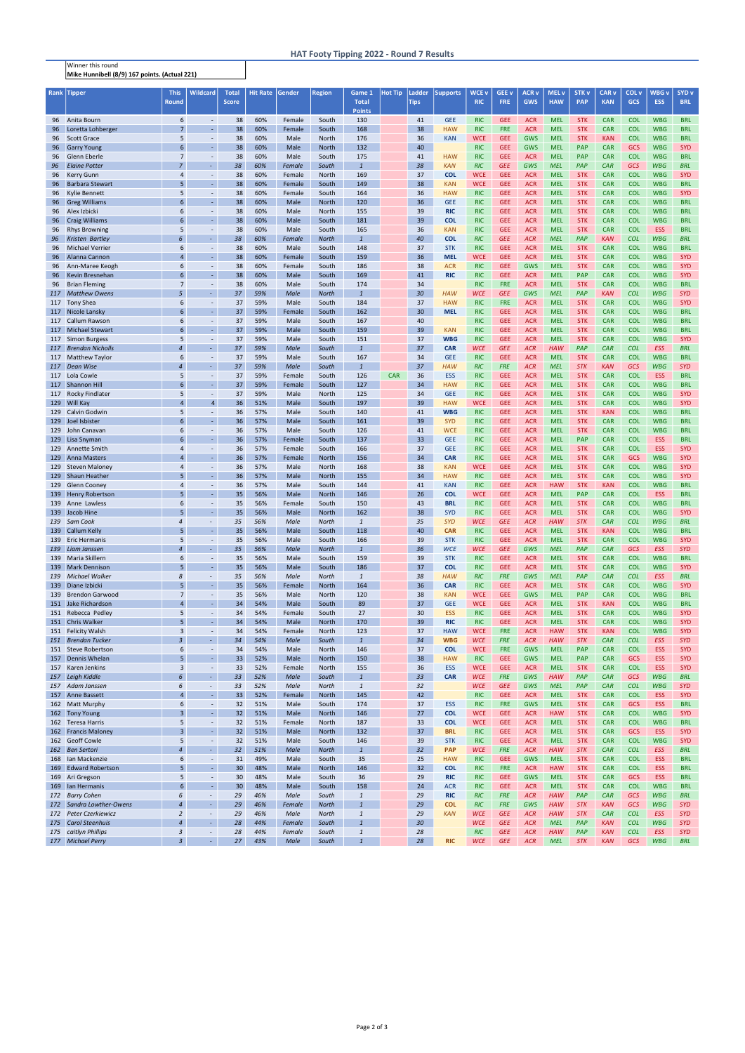# HAT Footy Tipping 2022 - Round 7 Results

Winner this round
**Mike Hunnibell (8/9) 167 points. (Actual 221)**

| Rank | Tipper | This Round | Wildcard | Total Score | Hit Rate | Gender | Region | Game 1 Total Points | Hot Tip | Ladder Tips | Supports | WCE v RIC | GEE v FRE | ACR v GWS | MEL v HAW | STK v PAP | CAR v KAN | COL v GCS | WBG v ESS | SYD v BRL |
|---|---|---|---|---|---|---|---|---|---|---|---|---|---|---|---|---|---|---|---|---|
| 96 | Anita Bourn | 6 | - | 38 | 60% | Female | South | 130 | | 41 | GEE | RIC | GEE | ACR | MEL | STK | CAR | COL | WBG | BRL |
| 96 | Loretta Lohberger | 7 | - | 38 | 60% | Female | South | 168 | | 38 | HAW | RIC | FRE | ACR | MEL | STK | CAR | COL | WBG | BRL |
| 96 | Scott Grace | 5 | - | 38 | 60% | Male | North | 176 | | 36 | KAN | WCE | GEE | GWS | MEL | STK | KAN | COL | WBG | BRL |
| 96 | Garry Young | 6 | - | 38 | 60% | Male | North | 132 | | 40 | | RIC | GEE | GWS | MEL | PAP | CAR | GCS | WBG | SYD |
| 96 | Glenn Eberle | 7 | - | 38 | 60% | Male | South | 175 | | 41 | HAW | RIC | GEE | ACR | MEL | PAP | CAR | COL | WBG | BRL |
| *96* | *Elaine Potter* | *7* | - | *38* | *60%* | *Female* | *South* | *1* | | *38* | *KAN* | *RIC* | *GEE* | *GWS* | *MEL* | *PAP* | *CAR* | *GCS* | *WBG* | *BRL* |
| 96 | Kerry Gunn | 4 | - | 38 | 60% | Female | North | 169 | | 37 | COL | WCE | GEE | ACR | MEL | STK | CAR | COL | WBG | SYD |
| 96 | Barbara Stewart | 5 | - | 38 | 60% | Female | South | 149 | | 38 | KAN | WCE | GEE | ACR | MEL | STK | CAR | COL | WBG | BRL |
| 96 | Kylie Bennett | 5 | - | 38 | 60% | Female | South | 164 | | 36 | HAW | RIC | GEE | ACR | MEL | STK | CAR | COL | WBG | SYD |
| 96 | Greg Williams | 6 | - | 38 | 60% | Male | North | 120 | | 36 | GEE | RIC | GEE | ACR | MEL | STK | CAR | COL | WBG | BRL |
| 96 | Alex Izbicki | 6 | - | 38 | 60% | Male | North | 155 | | 39 | RIC | RIC | GEE | ACR | MEL | STK | CAR | COL | WBG | BRL |
| 96 | Craig Williams | 6 | - | 38 | 60% | Male | South | 181 | | 39 | COL | RIC | GEE | ACR | MEL | STK | CAR | COL | WBG | BRL |
| 96 | Rhys Browning | 5 | - | 38 | 60% | Male | South | 165 | | 36 | KAN | RIC | GEE | ACR | MEL | STK | CAR | COL | ESS | BRL |
| *96* | *Kristen Bartley* | *6* | - | *38* | *60%* | *Female* | *North* | *1* | | *40* | *COL* | *RIC* | *GEE* | *ACR* | *MEL* | *PAP* | *KAN* | *COL* | *WBG* | *BRL* |
| 96 | Michael Verrier | 6 | - | 38 | 60% | Male | South | 148 | | 37 | STK | RIC | GEE | ACR | MEL | STK | CAR | COL | WBG | BRL |
| 96 | Alanna Cannon | 4 | - | 38 | 60% | Female | South | 159 | | 36 | MEL | WCE | GEE | ACR | MEL | STK | CAR | COL | WBG | SYD |
| 96 | Ann-Maree Keogh | 6 | - | 38 | 60% | Female | South | 186 | | 38 | ACR | RIC | GEE | GWS | MEL | STK | CAR | COL | WBG | SYD |
| 96 | Kevin Bresnehan | 6 | - | 38 | 60% | Male | South | 169 | | 41 | RIC | RIC | GEE | ACR | MEL | PAP | CAR | COL | WBG | SYD |
| 96 | Brian Fleming | 7 | - | 38 | 60% | Male | South | 174 | | 34 | | RIC | FRE | ACR | MEL | STK | CAR | COL | WBG | BRL |
| *117* | *Matthew Owens* | *5* | - | *37* | *59%* | *Male* | *North* | *1* | | *30* | *HAW* | *WCE* | *GEE* | *GWS* | *MEL* | *PAP* | *KAN* | *COL* | *WBG* | *SYD* |
| 117 | Tony Shea | 6 | - | 37 | 59% | Male | South | 184 | | 37 | HAW | RIC | FRE | ACR | MEL | STK | CAR | COL | WBG | SYD |
| 117 | Nicole Lansky | 6 | - | 37 | 59% | Female | South | 162 | | 30 | MEL | RIC | GEE | ACR | MEL | STK | CAR | COL | WBG | BRL |
| 117 | Callum Rawson | 6 | - | 37 | 59% | Male | South | 167 | | 40 | | RIC | GEE | ACR | MEL | STK | CAR | COL | WBG | BRL |
| 117 | Michael Stewart | 6 | - | 37 | 59% | Male | South | 159 | | 39 | KAN | RIC | GEE | ACR | MEL | STK | CAR | COL | WBG | BRL |
| 117 | Simon Burgess | 5 | - | 37 | 59% | Male | South | 151 | | 37 | WBG | RIC | GEE | ACR | MEL | STK | CAR | COL | WBG | SYD |
| *117* | *Brendan Nicholls* | *4* | - | *37* | *59%* | *Male* | *South* | *1* | | *37* | *CAR* | *WCE* | *GEE* | *ACR* | *HAW* | *PAP* | *CAR* | *COL* | *ESS* | *BRL* |
| 117 | Matthew Taylor | 6 | - | 37 | 59% | Male | South | 167 | | 34 | GEE | RIC | GEE | ACR | MEL | STK | CAR | COL | WBG | BRL |
| *117* | *Dean Wise* | *4* | - | *37* | *59%* | *Male* | *South* | *1* | | *37* | *HAW* | *RIC* | *FRE* | *ACR* | *MEL* | *STK* | *KAN* | *GCS* | *WBG* | *SYD* |
| 117 | Lola Cowle | 5 | - | 37 | 59% | Female | South | 126 | CAR | 36 | ESS | RIC | GEE | ACR | MEL | STK | CAR | COL | ESS | BRL |
| 117 | Shannon Hill | 6 | - | 37 | 59% | Female | South | 127 | | 34 | HAW | RIC | GEE | ACR | MEL | STK | CAR | COL | WBG | BRL |
| 117 | Rocky Findlater | 5 | - | 37 | 59% | Male | North | 125 | | 34 | GEE | RIC | GEE | ACR | MEL | STK | CAR | COL | WBG | SYD |
| 129 | Will Kay | 4 | 4 | 36 | 51% | Male | South | 197 | | 39 | HAW | WCE | GEE | ACR | MEL | STK | CAR | COL | WBG | SYD |
| 129 | Calvin Godwin | 5 | - | 36 | 57% | Male | South | 140 | | 41 | WBG | RIC | GEE | ACR | MEL | STK | KAN | COL | WBG | BRL |
| 129 | Joel Isbister | 6 | - | 36 | 57% | Male | South | 161 | | 39 | SYD | RIC | GEE | ACR | MEL | STK | CAR | COL | WBG | BRL |
| 129 | John Canavan | 6 | - | 36 | 57% | Male | South | 126 | | 41 | WCE | RIC | GEE | ACR | MEL | STK | CAR | COL | WBG | BRL |
| 129 | Lisa Snyman | 6 | - | 36 | 57% | Female | South | 137 | | 33 | GEE | RIC | GEE | ACR | MEL | PAP | CAR | COL | ESS | BRL |
| 129 | Annette Smith | 4 | - | 36 | 57% | Female | South | 166 | | 37 | GEE | RIC | GEE | ACR | MEL | STK | CAR | COL | ESS | SYD |
| 129 | Anna Masters | 4 | - | 36 | 57% | Female | North | 156 | | 34 | CAR | RIC | GEE | ACR | MEL | STK | CAR | GCS | WBG | SYD |
| 129 | Steven Maloney | 4 | - | 36 | 57% | Male | North | 168 | | 38 | KAN | WCE | GEE | ACR | MEL | STK | CAR | COL | WBG | SYD |
| 129 | Shaun Heather | 5 | - | 36 | 57% | Male | North | 155 | | 34 | HAW | RIC | GEE | ACR | MEL | STK | CAR | COL | WBG | SYD |
| 129 | Glenn Cooney | 4 | - | 36 | 57% | Male | South | 144 | | 41 | KAN | RIC | GEE | ACR | HAW | STK | KAN | COL | WBG | BRL |
| 139 | Henry Robertson | 5 | - | 35 | 56% | Male | North | 146 | | 26 | COL | WCE | GEE | ACR | MEL | PAP | CAR | COL | ESS | BRL |
| 139 | Anne Lawless | 6 | - | 35 | 56% | Female | South | 150 | | 43 | BRL | RIC | GEE | ACR | MEL | STK | CAR | COL | WBG | BRL |
| 139 | Jacob Hine | 5 | - | 35 | 56% | Male | North | 162 | | 38 | SYD | RIC | GEE | ACR | MEL | STK | CAR | COL | WBG | SYD |
| *139* | *Sam Cook* | *4* | - | *35* | *56%* | *Male* | *North* | *1* | | *35* | *SYD* | *WCE* | *GEE* | *ACR* | *HAW* | *STK* | *CAR* | *COL* | *WBG* | *BRL* |
| 139 | Callum Kelly | 5 | - | 35 | 56% | Male | South | 118 | | 40 | CAR | RIC | GEE | ACR | MEL | STK | KAN | COL | WBG | BRL |
| 139 | Eric Hermanis | 5 | - | 35 | 56% | Male | South | 166 | | 39 | STK | RIC | GEE | ACR | MEL | STK | CAR | COL | WBG | SYD |
| *139* | *Liam Janssen* | *4* | - | *35* | *56%* | *Male* | *North* | *1* | | *36* | *WCE* | *WCE* | *GEE* | *GWS* | *MEL* | *PAP* | *CAR* | *GCS* | *ESS* | *SYD* |
| 139 | Maria Skillern | 6 | - | 35 | 56% | Male | South | 159 | | 39 | STK | RIC | GEE | ACR | MEL | STK | CAR | COL | WBG | BRL |
| 139 | Mark Dennison | 5 | - | 35 | 56% | Male | South | 186 | | 37 | COL | RIC | GEE | ACR | MEL | STK | CAR | COL | WBG | SYD |
| *139* | *Michael Walker* | *8* | - | *35* | *56%* | *Male* | *North* | *1* | | *38* | *HAW* | *RIC* | *FRE* | *GWS* | *MEL* | *PAP* | *CAR* | *COL* | *ESS* | *BRL* |
| 139 | Diane Izbicki | 5 | - | 35 | 56% | Female | North | 164 | | 36 | CAR | RIC | GEE | ACR | MEL | STK | CAR | COL | WBG | SYD |
| 139 | Brendon Garwood | 7 | - | 35 | 56% | Male | North | 120 | | 38 | KAN | WCE | GEE | GWS | MEL | PAP | CAR | COL | WBG | BRL |
| 151 | Jake Richardson | 4 | - | 34 | 54% | Male | South | 89 | | 37 | GEE | WCE | GEE | ACR | MEL | STK | KAN | COL | WBG | BRL |
| 151 | Rebecca Pedley | 5 | - | 34 | 54% | Female | South | 27 | | 30 | ESS | RIC | GEE | ACR | MEL | STK | CAR | COL | WBG | SYD |
| 151 | Chris Walker | 5 | - | 34 | 54% | Male | North | 170 | | 39 | RIC | RIC | GEE | ACR | MEL | STK | CAR | COL | WBG | SYD |
| 151 | Felicity Walsh | 3 | - | 34 | 54% | Female | North | 123 | | 37 | HAW | WCE | GEE | ACR | HAW | STK | KAN | COL | WBG | SYD |
| *151* | *Brendan Tucker* | *3* | - | *34* | *54%* | *Male* | *South* | *1* | | *34* | *WBG* | *WCE* | *FRE* | *ACR* | *HAW* | *STK* | *CAR* | *COL* | *ESS* | *SYD* |
| 151 | Steve Robertson | 6 | - | 34 | 54% | Male | North | 146 | | 37 | COL | WCE | FRE | GWS | MEL | PAP | CAR | COL | ESS | SYD |
| 157 | Dennis Whelan | 5 | - | 33 | 52% | Male | North | 150 | | 38 | HAW | RIC | GEE | GWS | MEL | PAP | CAR | GCS | ESS | SYD |
| 157 | Karen Jenkins | 3 | - | 33 | 52% | Female | North | 155 | | 36 | ESS | WCE | GEE | ACR | MEL | STK | CAR | COL | ESS | SYD |
| *157* | *Leigh Kiddle* | *6* | - | *33* | *52%* | *Male* | *South* | *1* | | *33* | *CAR* | *WCE* | *FRE* | *GWS* | *HAW* | *PAP* | *CAR* | *GCS* | *WBG* | *BRL* |
| *157* | *Adam Janssen* | *6* | - | *33* | *52%* | *Male* | *North* | *1* | | *32* | | *WCE* | *GEE* | *GWS* | *MEL* | *PAP* | *CAR* | *COL* | *WBG* | *SYD* |
| 157 | Anne Bassett | 4 | - | 33 | 52% | Female | North | 145 | | 42 | | RIC | GEE | ACR | MEL | STK | CAR | COL | ESS | SYD |
| 162 | Matt Murphy | 6 | - | 32 | 51% | Male | South | 174 | | 37 | ESS | RIC | FRE | GWS | MEL | STK | CAR | GCS | ESS | BRL |
| 162 | Tony Young | 3 | - | 32 | 51% | Male | North | 146 | | 27 | COL | WCE | GEE | ACR | HAW | STK | CAR | COL | WBG | SYD |
| 162 | Teresa Harris | 5 | - | 32 | 51% | Female | North | 187 | | 33 | COL | WCE | GEE | ACR | MEL | STK | CAR | COL | WBG | BRL |
| 162 | Francis Maloney | 3 | - | 32 | 51% | Male | North | 132 | | 37 | BRL | RIC | GEE | ACR | MEL | STK | CAR | GCS | ESS | SYD |
| 162 | Geoff Cowle | 5 | - | 32 | 51% | Male | South | 146 | | 39 | STK | RIC | GEE | ACR | MEL | STK | CAR | COL | WBG | SYD |
| *162* | *Ben Sertori* | *4* | - | *32* | *51%* | *Male* | *North* | *1* | | *32* | *PAP* | *WCE* | *FRE* | *ACR* | *HAW* | *STK* | *CAR* | *COL* | *ESS* | *BRL* |
| 168 | Ian Mackenzie | 6 | - | 31 | 49% | Male | South | 35 | | 25 | HAW | RIC | GEE | GWS | MEL | STK | CAR | COL | ESS | BRL |
| 169 | Edward Robertson | 5 | - | 30 | 48% | Male | North | 146 | | 32 | COL | RIC | FRE | ACR | HAW | STK | CAR | COL | ESS | BRL |
| 169 | Ari Gregson | 5 | - | 30 | 48% | Male | South | 36 | | 29 | RIC | RIC | GEE | GWS | MEL | STK | CAR | GCS | ESS | BRL |
| 169 | Ian Hermanis | 6 | - | 30 | 48% | Male | South | 158 | | 24 | ACR | RIC | GEE | ACR | MEL | STK | CAR | COL | WBG | BRL |
| *172* | *Barry Cohen* | *6* | - | *29* | *46%* | *Male* | *South* | *1* | | *29* | *RIC* | *RIC* | *FRE* | *ACR* | *HAW* | *PAP* | *CAR* | *GCS* | *WBG* | *BRL* |
| *172* | *Sandra Lowther-Owens* | *4* | - | *29* | *46%* | *Female* | *North* | *1* | | *29* | *COL* | *RIC* | *FRE* | *GWS* | *HAW* | *STK* | *KAN* | *GCS* | *WBG* | *SYD* |
| *172* | *Peter Czerkiewicz* | *2* | - | *29* | *46%* | *Male* | *North* | *1* | | *29* | *KAN* | *WCE* | *GEE* | *ACR* | *HAW* | *STK* | *CAR* | *COL* | *ESS* | *SYD* |
| *175* | *Carol Steenhuis* | *4* | - | *28* | *44%* | *Female* | *South* | *1* | | *30* | | *WCE* | *GEE* | *ACR* | *MEL* | *PAP* | *KAN* | *COL* | *WBG* | *SYD* |
| *175* | *caitlyn Phillips* | *3* | - | *28* | *44%* | *Female* | *South* | *1* | | *28* | | *RIC* | *GEE* | *ACR* | *HAW* | *PAP* | *KAN* | *COL* | *ESS* | *SYD* |
| *177* | *Michael Perry* | *3* | - | *27* | *43%* | *Male* | *South* | *1* | | *28* | *RIC* | *WCE* | *GEE* | *ACR* | *MEL* | *STK* | *KAN* | *GCS* | *WBG* | *BRL* |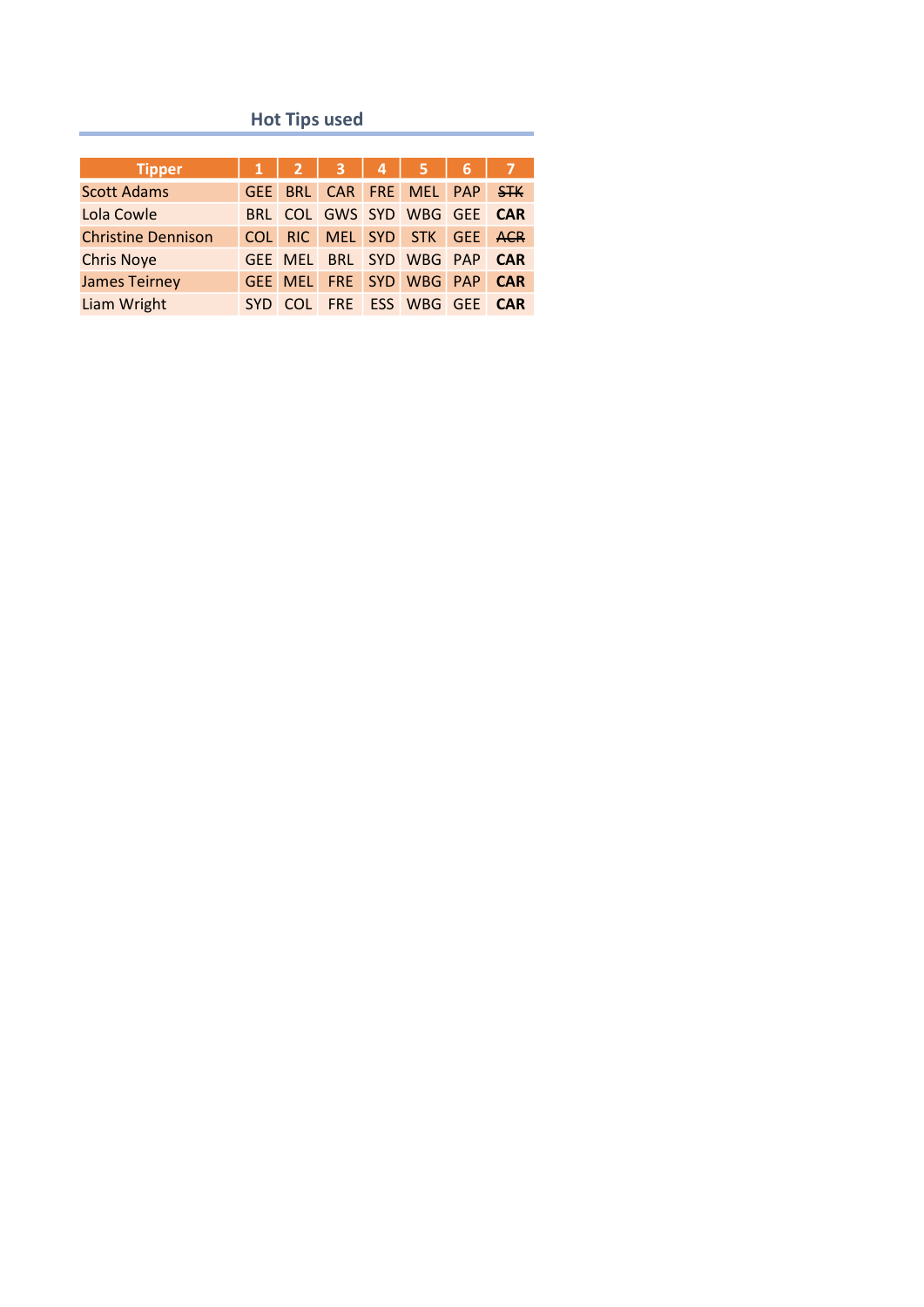## Hot Tips used

| Tipper | 1 | 2 | 3 | 4 | 5 | 6 | 7 |
|---|---|---|---|---|---|---|---|
| Scott Adams | GEE | BRL | CAR | FRE | MEL | PAP | ~~STK~~ |
| Lola Cowle | BRL | COL | GWS | SYD | WBG | GEE | **CAR** |
| Christine Dennison | COL | RIC | MEL | SYD | STK | GEE | ~~ACR~~ |
| Chris Noye | GEE | MEL | BRL | SYD | WBG | PAP | **CAR** |
| James Teirney | GEE | MEL | FRE | SYD | WBG | PAP | **CAR** |
| Liam Wright | SYD | COL | FRE | ESS | WBG | GEE | **CAR** |